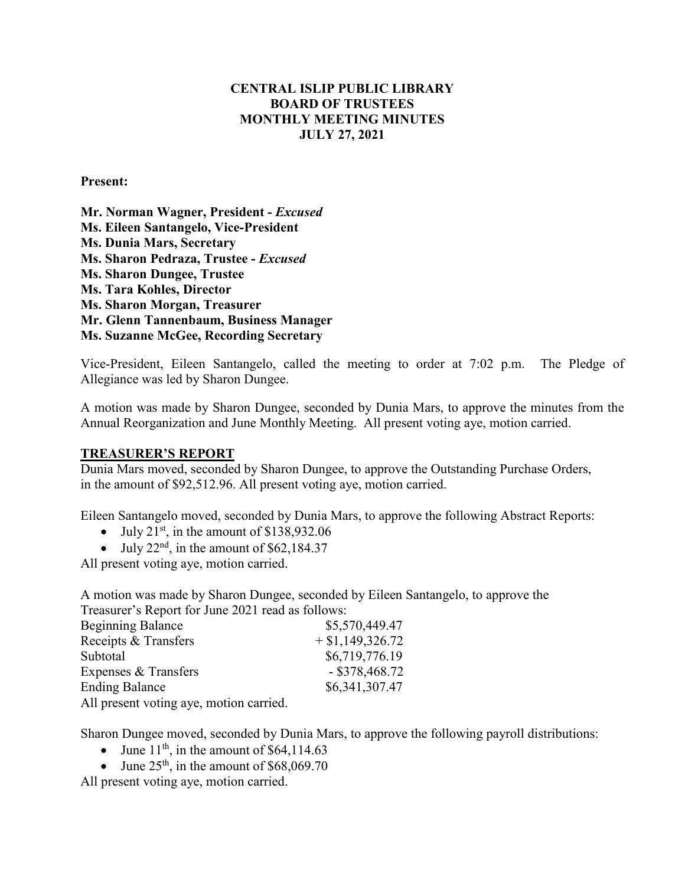# CENTRAL ISLIP PUBLIC LIBRARY
## BOARD OF TRUSTEES
## MONTHLY MEETING MINUTES
## JULY 27, 2021

**Present:**

**Mr. Norman Wagner, President -** ***Excused***
**Ms. Eileen Santangelo, Vice-President**
**Ms. Dunia Mars, Secretary**
**Ms. Sharon Pedraza, Trustee -** ***Excused***
**Ms. Sharon Dungee, Trustee**
**Ms. Tara Kohles, Director**
**Ms. Sharon Morgan, Treasurer**
**Mr. Glenn Tannenbaum, Business Manager**
**Ms. Suzanne McGee, Recording Secretary**

Vice-President, Eileen Santangelo, called the meeting to order at 7:02 p.m. The Pledge of Allegiance was led by Sharon Dungee.

A motion was made by Sharon Dungee, seconded by Dunia Mars, to approve the minutes from the Annual Reorganization and June Monthly Meeting. All present voting aye, motion carried.

**TREASURER'S REPORT**

Dunia Mars moved, seconded by Sharon Dungee, to approve the Outstanding Purchase Orders, in the amount of $92,512.96. All present voting aye, motion carried.

Eileen Santangelo moved, seconded by Dunia Mars, to approve the following Abstract Reports:

- July 21st, in the amount of $138,932.06
- July 22nd, in the amount of $62,184.37

All present voting aye, motion carried.

A motion was made by Sharon Dungee, seconded by Eileen Santangelo, to approve the Treasurer's Report for June 2021 read as follows:

| | |
|---|---|
| Beginning Balance | $5,570,449.47 |
| Receipts & Transfers | + $1,149,326.72 |
| Subtotal | $6,719,776.19 |
| Expenses & Transfers | - $378,468.72 |
| Ending Balance | $6,341,307.47 |

All present voting aye, motion carried.

Sharon Dungee moved, seconded by Dunia Mars, to approve the following payroll distributions:

- June 11th, in the amount of $64,114.63
- June 25th, in the amount of $68,069.70

All present voting aye, motion carried.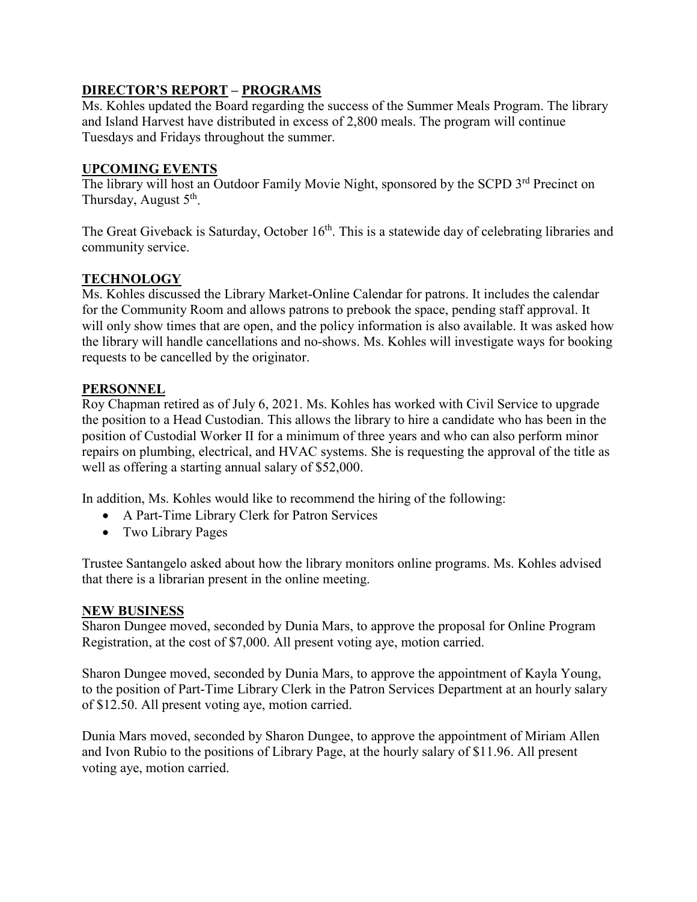## DIRECTOR'S REPORT – PROGRAMS

Ms. Kohles updated the Board regarding the success of the Summer Meals Program. The library and Island Harvest have distributed in excess of 2,800 meals. The program will continue Tuesdays and Fridays throughout the summer.

## UPCOMING EVENTS

The library will host an Outdoor Family Movie Night, sponsored by the SCPD 3rd Precinct on Thursday, August 5th.

The Great Giveback is Saturday, October 16th. This is a statewide day of celebrating libraries and community service.

## TECHNOLOGY

Ms. Kohles discussed the Library Market-Online Calendar for patrons. It includes the calendar for the Community Room and allows patrons to prebook the space, pending staff approval. It will only show times that are open, and the policy information is also available. It was asked how the library will handle cancellations and no-shows. Ms. Kohles will investigate ways for booking requests to be cancelled by the originator.

## PERSONNEL

Roy Chapman retired as of July 6, 2021. Ms. Kohles has worked with Civil Service to upgrade the position to a Head Custodian. This allows the library to hire a candidate who has been in the position of Custodial Worker II for a minimum of three years and who can also perform minor repairs on plumbing, electrical, and HVAC systems. She is requesting the approval of the title as well as offering a starting annual salary of $52,000.

In addition, Ms. Kohles would like to recommend the hiring of the following:

- A Part-Time Library Clerk for Patron Services
- Two Library Pages

Trustee Santangelo asked about how the library monitors online programs. Ms. Kohles advised that there is a librarian present in the online meeting.

## NEW BUSINESS

Sharon Dungee moved, seconded by Dunia Mars, to approve the proposal for Online Program Registration, at the cost of $7,000. All present voting aye, motion carried.

Sharon Dungee moved, seconded by Dunia Mars, to approve the appointment of Kayla Young, to the position of Part-Time Library Clerk in the Patron Services Department at an hourly salary of $12.50. All present voting aye, motion carried.

Dunia Mars moved, seconded by Sharon Dungee, to approve the appointment of Miriam Allen and Ivon Rubio to the positions of Library Page, at the hourly salary of $11.96. All present voting aye, motion carried.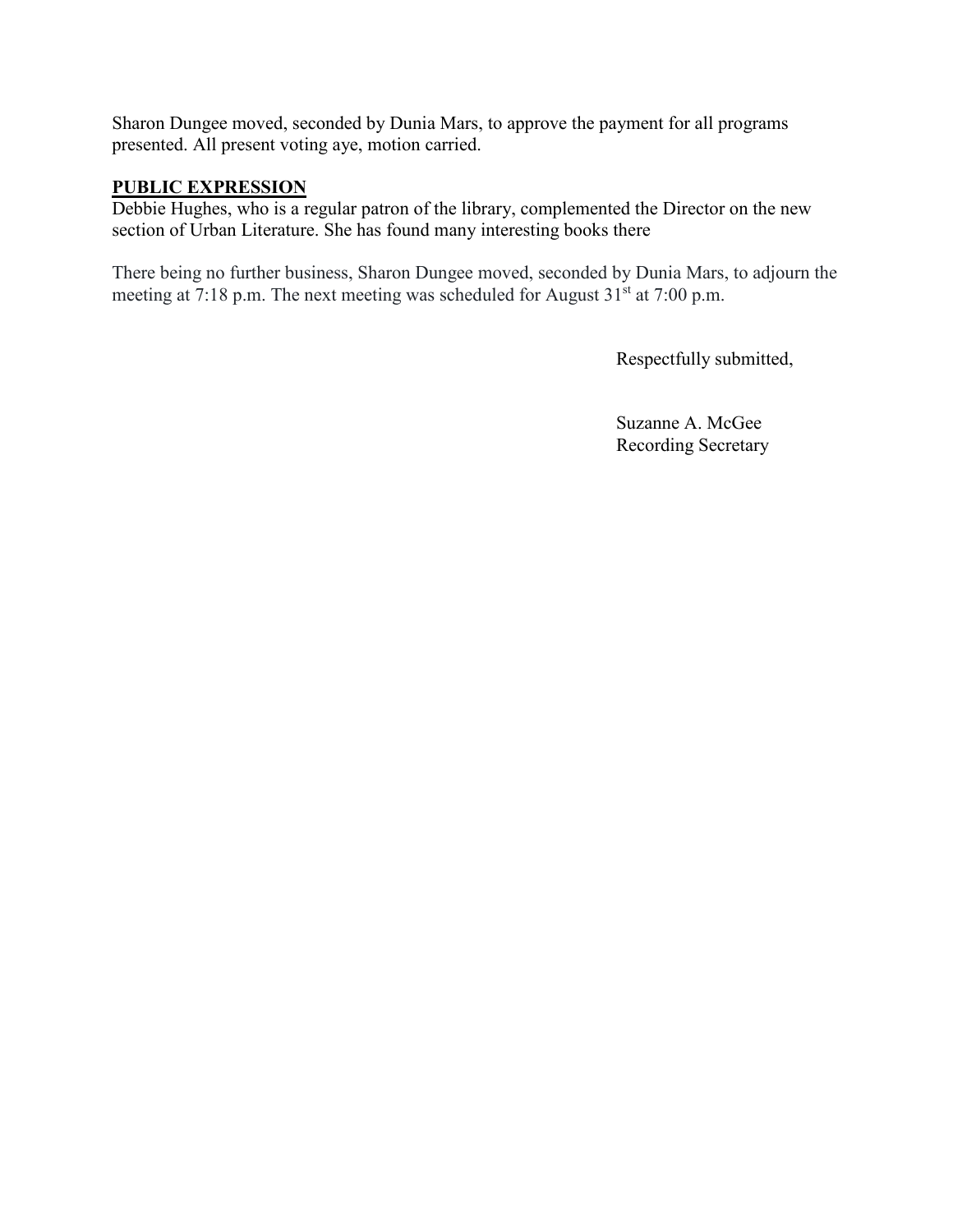Sharon Dungee moved, seconded by Dunia Mars, to approve the payment for all programs presented. All present voting aye, motion carried.

**PUBLIC EXPRESSION**

Debbie Hughes, who is a regular patron of the library, complemented the Director on the new section of Urban Literature. She has found many interesting books there

There being no further business, Sharon Dungee moved, seconded by Dunia Mars, to adjourn the meeting at 7:18 p.m. The next meeting was scheduled for August 31st at 7:00 p.m.

Respectfully submitted,

Suzanne A. McGee
Recording Secretary